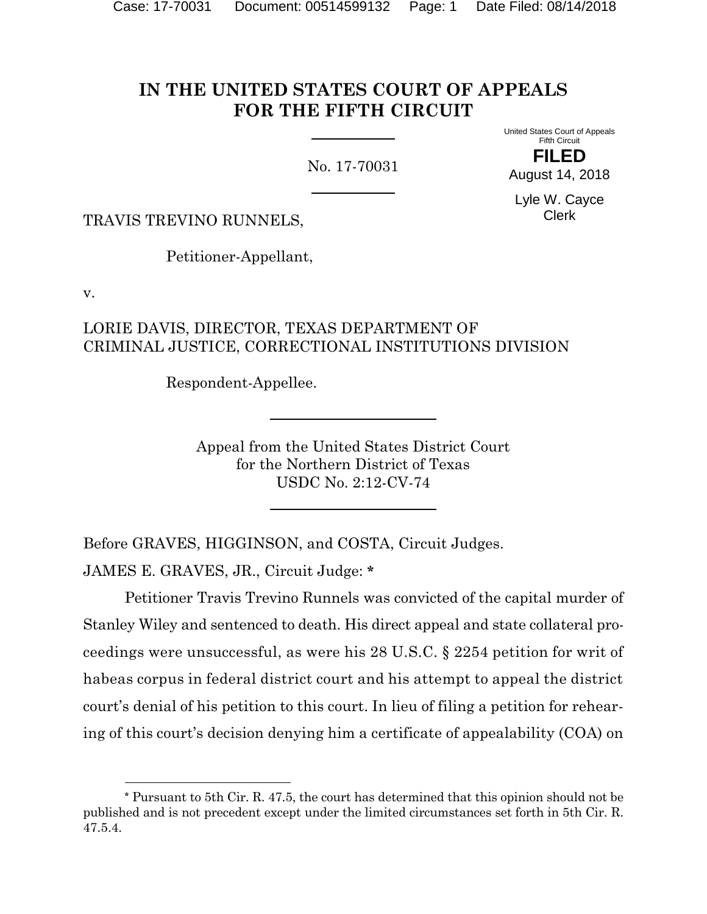# IN THE UNITED STATES COURT OF APPEALS FOR THE FIFTH CIRCUIT

No. 17-70031

United States Court of Appeals
Fifth Circuit

**FILED**

August 14, 2018

Lyle W. Cayce
Clerk

TRAVIS TREVINO RUNNELS,

Petitioner-Appellant,

v.

LORIE DAVIS, DIRECTOR, TEXAS DEPARTMENT OF CRIMINAL JUSTICE, CORRECTIONAL INSTITUTIONS DIVISION

Respondent-Appellee.

Appeal from the United States District Court
for the Northern District of Texas
USDC No. 2:12-CV-74

Before GRAVES, HIGGINSON, and COSTA, Circuit Judges.

JAMES E. GRAVES, JR., Circuit Judge: *

Petitioner Travis Trevino Runnels was convicted of the capital murder of Stanley Wiley and sentenced to death. His direct appeal and state collateral proceedings were unsuccessful, as were his 28 U.S.C. § 2254 petition for writ of habeas corpus in federal district court and his attempt to appeal the district court's denial of his petition to this court. In lieu of filing a petition for rehearing of this court's decision denying him a certificate of appealability (COA) on

---

\* Pursuant to 5th Cir. R. 47.5, the court has determined that this opinion should not be published and is not precedent except under the limited circumstances set forth in 5th Cir. R. 47.5.4.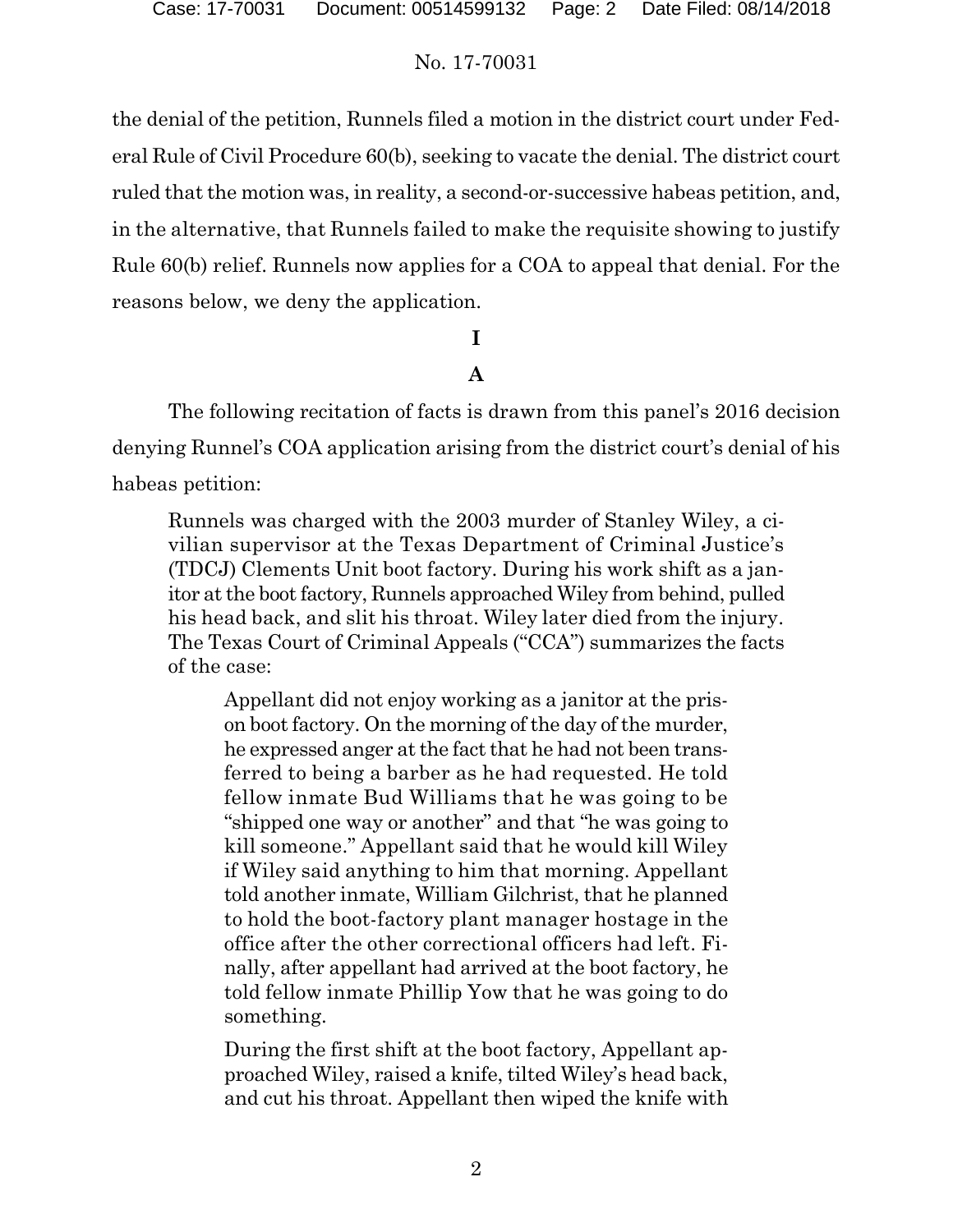the denial of the petition, Runnels filed a motion in the district court under Federal Rule of Civil Procedure 60(b), seeking to vacate the denial. The district court ruled that the motion was, in reality, a second-or-successive habeas petition, and, in the alternative, that Runnels failed to make the requisite showing to justify Rule 60(b) relief. Runnels now applies for a COA to appeal that denial. For the reasons below, we deny the application.

## I

### A

The following recitation of facts is drawn from this panel's 2016 decision denying Runnel's COA application arising from the district court's denial of his habeas petition:

> Runnels was charged with the 2003 murder of Stanley Wiley, a civilian supervisor at the Texas Department of Criminal Justice's (TDCJ) Clements Unit boot factory. During his work shift as a janitor at the boot factory, Runnels approached Wiley from behind, pulled his head back, and slit his throat. Wiley later died from the injury. The Texas Court of Criminal Appeals ("CCA") summarizes the facts of the case:
>
>> Appellant did not enjoy working as a janitor at the prison boot factory. On the morning of the day of the murder, he expressed anger at the fact that he had not been transferred to being a barber as he had requested. He told fellow inmate Bud Williams that he was going to be "shipped one way or another" and that "he was going to kill someone." Appellant said that he would kill Wiley if Wiley said anything to him that morning. Appellant told another inmate, William Gilchrist, that he planned to hold the boot-factory plant manager hostage in the office after the other correctional officers had left. Finally, after appellant had arrived at the boot factory, he told fellow inmate Phillip Yow that he was going to do something.
>>
>> During the first shift at the boot factory, Appellant approached Wiley, raised a knife, tilted Wiley's head back, and cut his throat. Appellant then wiped the knife with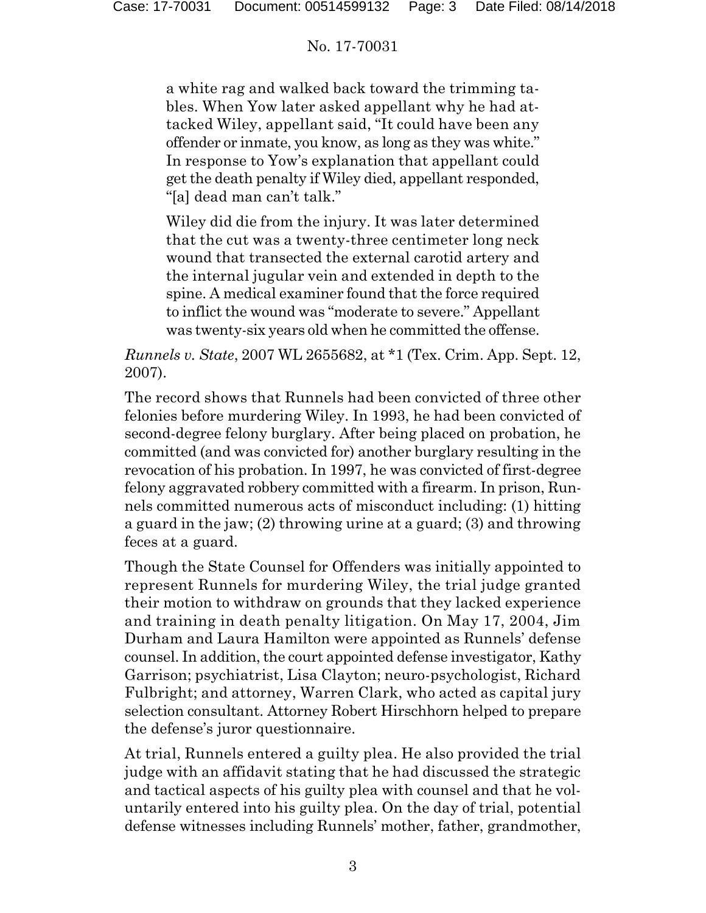> a white rag and walked back toward the trimming tables. When Yow later asked appellant why he had attacked Wiley, appellant said, "It could have been any offender or inmate, you know, as long as they was white." In response to Yow's explanation that appellant could get the death penalty if Wiley died, appellant responded, "[a] dead man can't talk."
>
> Wiley did die from the injury. It was later determined that the cut was a twenty-three centimeter long neck wound that transected the external carotid artery and the internal jugular vein and extended in depth to the spine. A medical examiner found that the force required to inflict the wound was "moderate to severe." Appellant was twenty-six years old when he committed the offense.

*Runnels v. State*, 2007 WL 2655682, at *1 (Tex. Crim. App. Sept. 12, 2007).

The record shows that Runnels had been convicted of three other felonies before murdering Wiley. In 1993, he had been convicted of second-degree felony burglary. After being placed on probation, he committed (and was convicted for) another burglary resulting in the revocation of his probation. In 1997, he was convicted of first-degree felony aggravated robbery committed with a firearm. In prison, Runnels committed numerous acts of misconduct including: (1) hitting a guard in the jaw; (2) throwing urine at a guard; (3) and throwing feces at a guard.

Though the State Counsel for Offenders was initially appointed to represent Runnels for murdering Wiley, the trial judge granted their motion to withdraw on grounds that they lacked experience and training in death penalty litigation. On May 17, 2004, Jim Durham and Laura Hamilton were appointed as Runnels' defense counsel. In addition, the court appointed defense investigator, Kathy Garrison; psychiatrist, Lisa Clayton; neuro-psychologist, Richard Fulbright; and attorney, Warren Clark, who acted as capital jury selection consultant. Attorney Robert Hirschhorn helped to prepare the defense's juror questionnaire.

At trial, Runnels entered a guilty plea. He also provided the trial judge with an affidavit stating that he had discussed the strategic and tactical aspects of his guilty plea with counsel and that he voluntarily entered into his guilty plea. On the day of trial, potential defense witnesses including Runnels' mother, father, grandmother,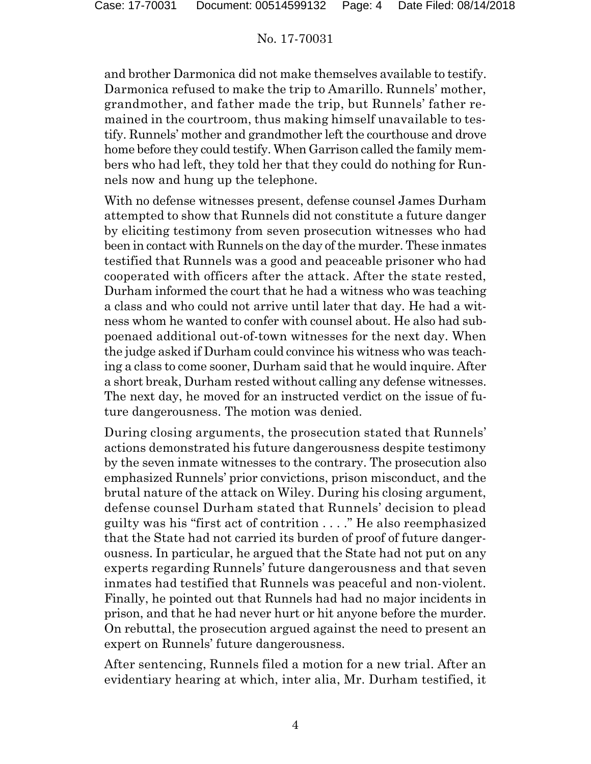and brother Darmonica did not make themselves available to testify. Darmonica refused to make the trip to Amarillo. Runnels' mother, grandmother, and father made the trip, but Runnels' father remained in the courtroom, thus making himself unavailable to testify. Runnels' mother and grandmother left the courthouse and drove home before they could testify. When Garrison called the family members who had left, they told her that they could do nothing for Runnels now and hung up the telephone.

With no defense witnesses present, defense counsel James Durham attempted to show that Runnels did not constitute a future danger by eliciting testimony from seven prosecution witnesses who had been in contact with Runnels on the day of the murder. These inmates testified that Runnels was a good and peaceable prisoner who had cooperated with officers after the attack. After the state rested, Durham informed the court that he had a witness who was teaching a class and who could not arrive until later that day. He had a witness whom he wanted to confer with counsel about. He also had subpoenaed additional out-of-town witnesses for the next day. When the judge asked if Durham could convince his witness who was teaching a class to come sooner, Durham said that he would inquire. After a short break, Durham rested without calling any defense witnesses. The next day, he moved for an instructed verdict on the issue of future dangerousness. The motion was denied.

During closing arguments, the prosecution stated that Runnels' actions demonstrated his future dangerousness despite testimony by the seven inmate witnesses to the contrary. The prosecution also emphasized Runnels' prior convictions, prison misconduct, and the brutal nature of the attack on Wiley. During his closing argument, defense counsel Durham stated that Runnels' decision to plead guilty was his "first act of contrition . . . ." He also reemphasized that the State had not carried its burden of proof of future dangerousness. In particular, he argued that the State had not put on any experts regarding Runnels' future dangerousness and that seven inmates had testified that Runnels was peaceful and non-violent. Finally, he pointed out that Runnels had had no major incidents in prison, and that he had never hurt or hit anyone before the murder. On rebuttal, the prosecution argued against the need to present an expert on Runnels' future dangerousness.

After sentencing, Runnels filed a motion for a new trial. After an evidentiary hearing at which, inter alia, Mr. Durham testified, it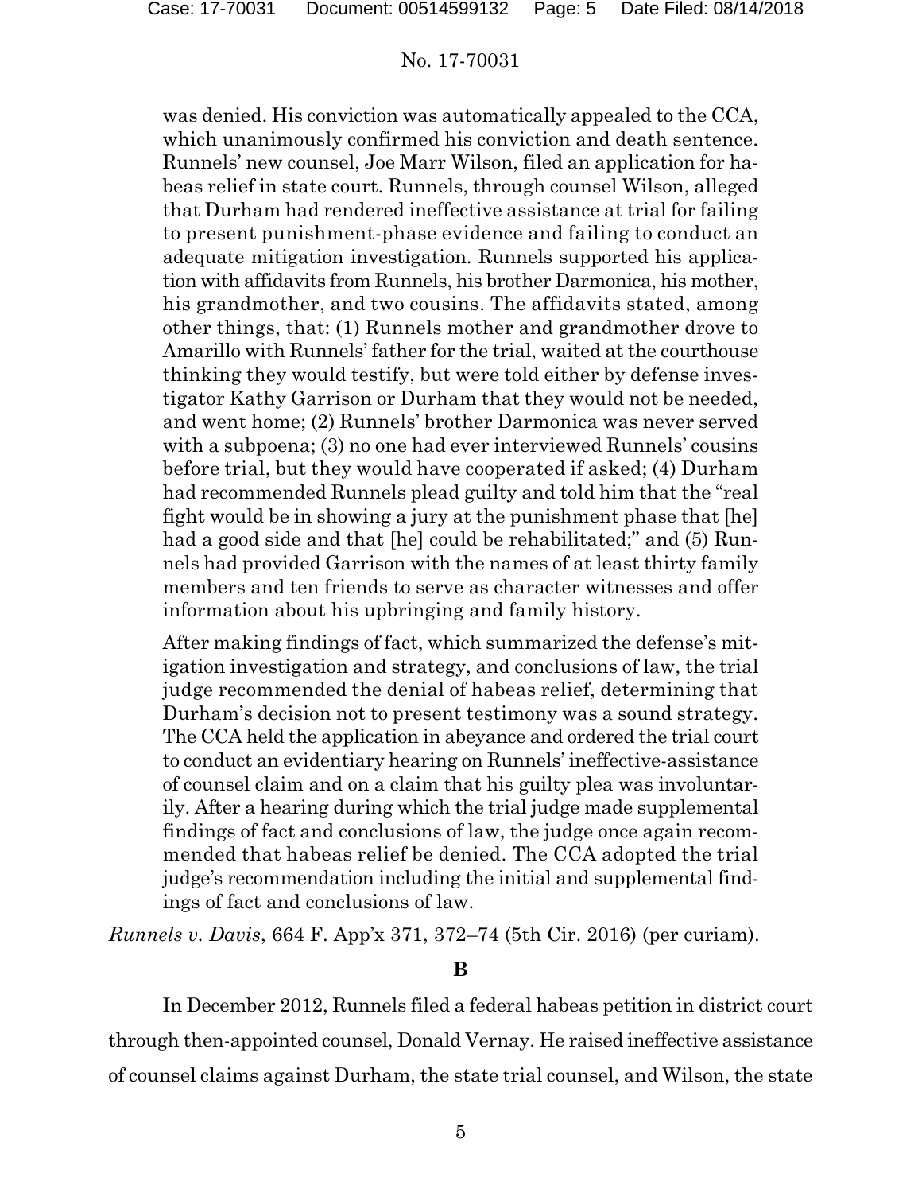> was denied. His conviction was automatically appealed to the CCA, which unanimously confirmed his conviction and death sentence. Runnels' new counsel, Joe Marr Wilson, filed an application for habeas relief in state court. Runnels, through counsel Wilson, alleged that Durham had rendered ineffective assistance at trial for failing to present punishment-phase evidence and failing to conduct an adequate mitigation investigation. Runnels supported his application with affidavits from Runnels, his brother Darmonica, his mother, his grandmother, and two cousins. The affidavits stated, among other things, that: (1) Runnels mother and grandmother drove to Amarillo with Runnels' father for the trial, waited at the courthouse thinking they would testify, but were told either by defense investigator Kathy Garrison or Durham that they would not be needed, and went home; (2) Runnels' brother Darmonica was never served with a subpoena; (3) no one had ever interviewed Runnels' cousins before trial, but they would have cooperated if asked; (4) Durham had recommended Runnels plead guilty and told him that the "real fight would be in showing a jury at the punishment phase that [he] had a good side and that [he] could be rehabilitated;" and (5) Runnels had provided Garrison with the names of at least thirty family members and ten friends to serve as character witnesses and offer information about his upbringing and family history.
>
> After making findings of fact, which summarized the defense's mitigation investigation and strategy, and conclusions of law, the trial judge recommended the denial of habeas relief, determining that Durham's decision not to present testimony was a sound strategy. The CCA held the application in abeyance and ordered the trial court to conduct an evidentiary hearing on Runnels' ineffective-assistance of counsel claim and on a claim that his guilty plea was involuntarily. After a hearing during which the trial judge made supplemental findings of fact and conclusions of law, the judge once again recommended that habeas relief be denied. The CCA adopted the trial judge's recommendation including the initial and supplemental findings of fact and conclusions of law.

*Runnels v. Davis*, 664 F. App'x 371, 372–74 (5th Cir. 2016) (per curiam).

## B

In December 2012, Runnels filed a federal habeas petition in district court through then-appointed counsel, Donald Vernay. He raised ineffective assistance of counsel claims against Durham, the state trial counsel, and Wilson, the state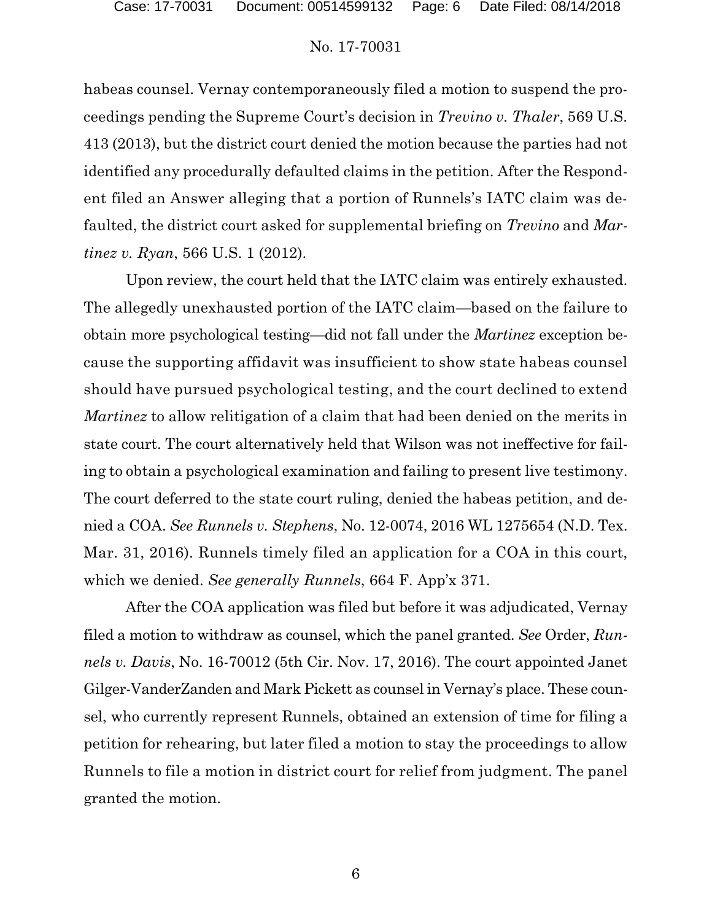habeas counsel. Vernay contemporaneously filed a motion to suspend the proceedings pending the Supreme Court's decision in *Trevino v. Thaler*, 569 U.S. 413 (2013), but the district court denied the motion because the parties had not identified any procedurally defaulted claims in the petition. After the Respondent filed an Answer alleging that a portion of Runnels's IATC claim was defaulted, the district court asked for supplemental briefing on *Trevino* and *Martinez v. Ryan*, 566 U.S. 1 (2012).

Upon review, the court held that the IATC claim was entirely exhausted. The allegedly unexhausted portion of the IATC claim—based on the failure to obtain more psychological testing—did not fall under the *Martinez* exception because the supporting affidavit was insufficient to show state habeas counsel should have pursued psychological testing, and the court declined to extend *Martinez* to allow relitigation of a claim that had been denied on the merits in state court. The court alternatively held that Wilson was not ineffective for failing to obtain a psychological examination and failing to present live testimony. The court deferred to the state court ruling, denied the habeas petition, and denied a COA. *See Runnels v. Stephens*, No. 12-0074, 2016 WL 1275654 (N.D. Tex. Mar. 31, 2016). Runnels timely filed an application for a COA in this court, which we denied. *See generally Runnels*, 664 F. App'x 371.

After the COA application was filed but before it was adjudicated, Vernay filed a motion to withdraw as counsel, which the panel granted. *See* Order, *Runnels v. Davis*, No. 16-70012 (5th Cir. Nov. 17, 2016). The court appointed Janet Gilger-VanderZanden and Mark Pickett as counsel in Vernay's place. These counsel, who currently represent Runnels, obtained an extension of time for filing a petition for rehearing, but later filed a motion to stay the proceedings to allow Runnels to file a motion in district court for relief from judgment. The panel granted the motion.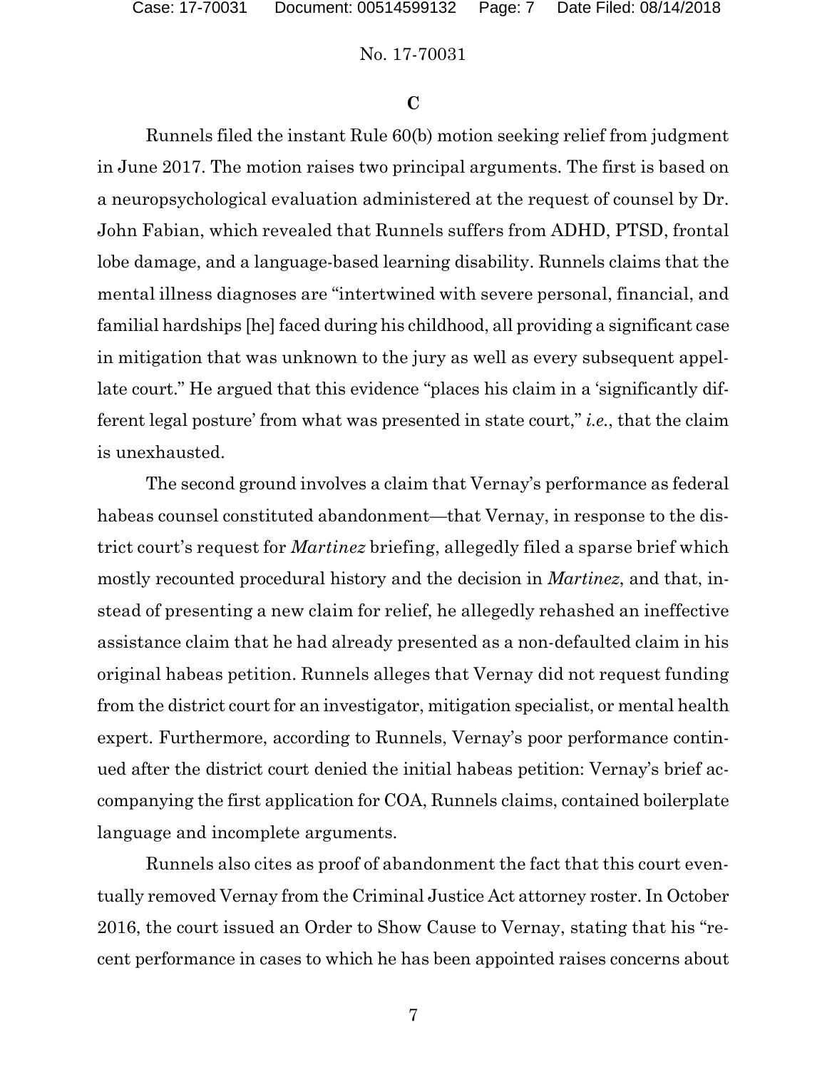**C**

Runnels filed the instant Rule 60(b) motion seeking relief from judgment in June 2017. The motion raises two principal arguments. The first is based on a neuropsychological evaluation administered at the request of counsel by Dr. John Fabian, which revealed that Runnels suffers from ADHD, PTSD, frontal lobe damage, and a language-based learning disability. Runnels claims that the mental illness diagnoses are "intertwined with severe personal, financial, and familial hardships [he] faced during his childhood, all providing a significant case in mitigation that was unknown to the jury as well as every subsequent appellate court." He argued that this evidence "places his claim in a 'significantly different legal posture' from what was presented in state court," *i.e.*, that the claim is unexhausted.

The second ground involves a claim that Vernay's performance as federal habeas counsel constituted abandonment—that Vernay, in response to the district court's request for *Martinez* briefing, allegedly filed a sparse brief which mostly recounted procedural history and the decision in *Martinez*, and that, instead of presenting a new claim for relief, he allegedly rehashed an ineffective assistance claim that he had already presented as a non-defaulted claim in his original habeas petition. Runnels alleges that Vernay did not request funding from the district court for an investigator, mitigation specialist, or mental health expert. Furthermore, according to Runnels, Vernay's poor performance continued after the district court denied the initial habeas petition: Vernay's brief accompanying the first application for COA, Runnels claims, contained boilerplate language and incomplete arguments.

Runnels also cites as proof of abandonment the fact that this court eventually removed Vernay from the Criminal Justice Act attorney roster. In October 2016, the court issued an Order to Show Cause to Vernay, stating that his "recent performance in cases to which he has been appointed raises concerns about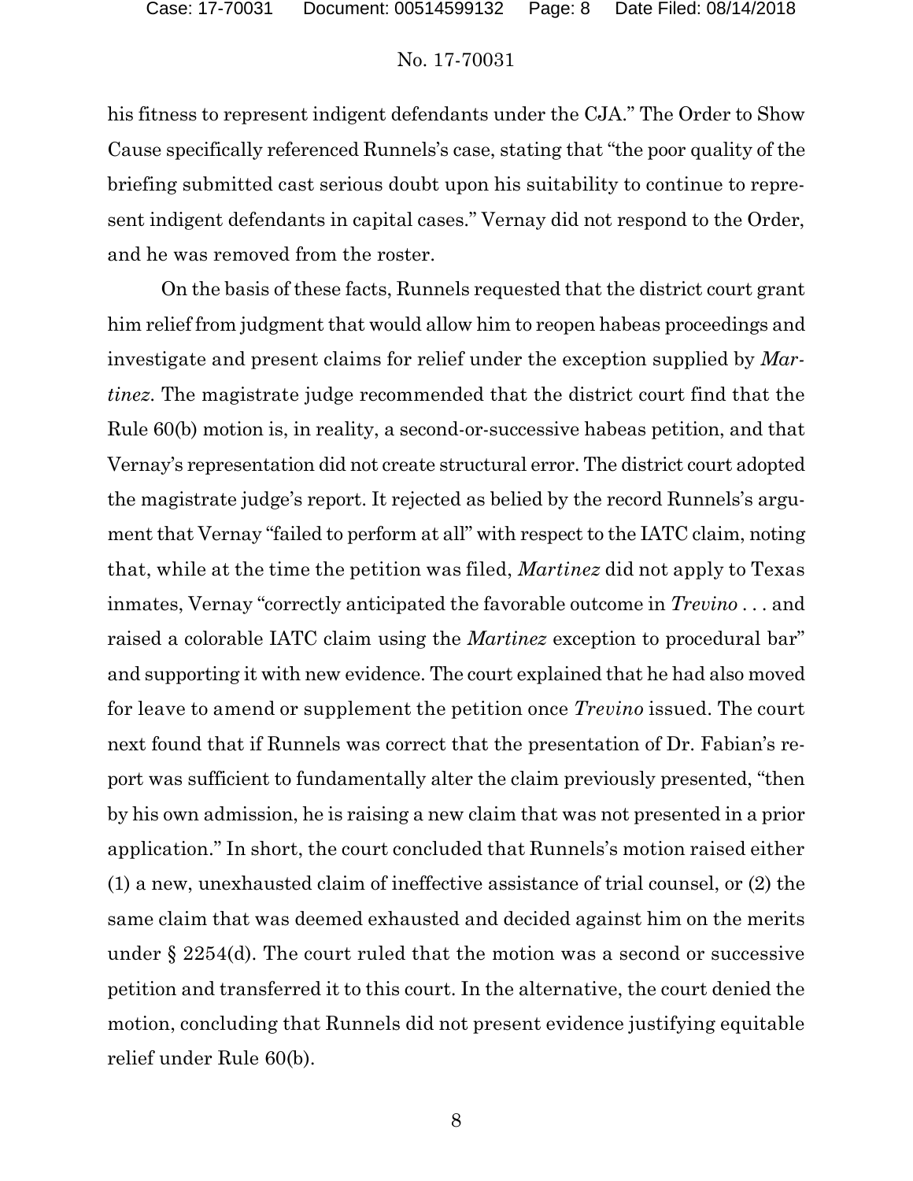his fitness to represent indigent defendants under the CJA." The Order to Show Cause specifically referenced Runnels's case, stating that "the poor quality of the briefing submitted cast serious doubt upon his suitability to continue to represent indigent defendants in capital cases." Vernay did not respond to the Order, and he was removed from the roster.

On the basis of these facts, Runnels requested that the district court grant him relief from judgment that would allow him to reopen habeas proceedings and investigate and present claims for relief under the exception supplied by *Martinez*. The magistrate judge recommended that the district court find that the Rule 60(b) motion is, in reality, a second-or-successive habeas petition, and that Vernay's representation did not create structural error. The district court adopted the magistrate judge's report. It rejected as belied by the record Runnels's argument that Vernay "failed to perform at all" with respect to the IATC claim, noting that, while at the time the petition was filed, *Martinez* did not apply to Texas inmates, Vernay "correctly anticipated the favorable outcome in *Trevino* . . . and raised a colorable IATC claim using the *Martinez* exception to procedural bar" and supporting it with new evidence. The court explained that he had also moved for leave to amend or supplement the petition once *Trevino* issued. The court next found that if Runnels was correct that the presentation of Dr. Fabian's report was sufficient to fundamentally alter the claim previously presented, "then by his own admission, he is raising a new claim that was not presented in a prior application." In short, the court concluded that Runnels's motion raised either (1) a new, unexhausted claim of ineffective assistance of trial counsel, or (2) the same claim that was deemed exhausted and decided against him on the merits under § 2254(d). The court ruled that the motion was a second or successive petition and transferred it to this court. In the alternative, the court denied the motion, concluding that Runnels did not present evidence justifying equitable relief under Rule 60(b).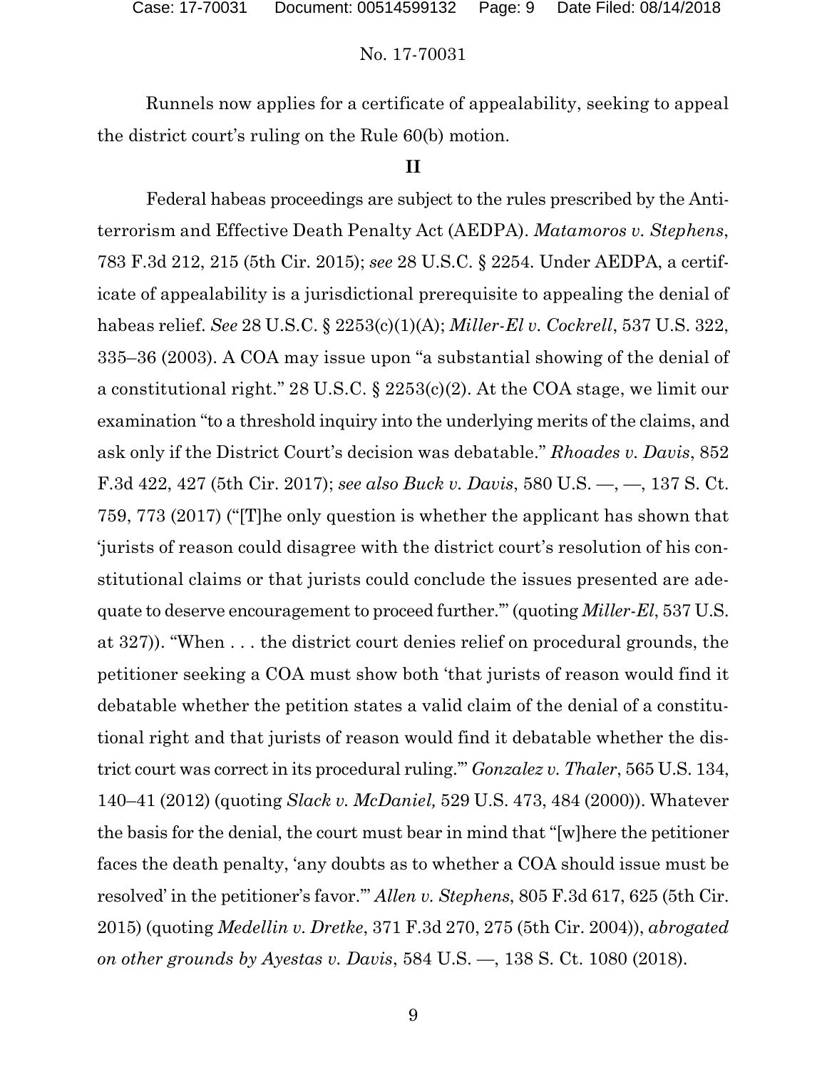Runnels now applies for a certificate of appealability, seeking to appeal the district court's ruling on the Rule 60(b) motion.

## II

Federal habeas proceedings are subject to the rules prescribed by the Antiterrorism and Effective Death Penalty Act (AEDPA). *Matamoros v. Stephens*, 783 F.3d 212, 215 (5th Cir. 2015); *see* 28 U.S.C. § 2254. Under AEDPA, a certificate of appealability is a jurisdictional prerequisite to appealing the denial of habeas relief. *See* 28 U.S.C. § 2253(c)(1)(A); *Miller-El v. Cockrell*, 537 U.S. 322, 335–36 (2003). A COA may issue upon "a substantial showing of the denial of a constitutional right." 28 U.S.C. § 2253(c)(2). At the COA stage, we limit our examination "to a threshold inquiry into the underlying merits of the claims, and ask only if the District Court's decision was debatable." *Rhoades v. Davis*, 852 F.3d 422, 427 (5th Cir. 2017); *see also Buck v. Davis*, 580 U.S. —, —, 137 S. Ct. 759, 773 (2017) ("[T]he only question is whether the applicant has shown that 'jurists of reason could disagree with the district court's resolution of his constitutional claims or that jurists could conclude the issues presented are adequate to deserve encouragement to proceed further.'" (quoting *Miller-El*, 537 U.S. at 327)). "When . . . the district court denies relief on procedural grounds, the petitioner seeking a COA must show both 'that jurists of reason would find it debatable whether the petition states a valid claim of the denial of a constitutional right and that jurists of reason would find it debatable whether the district court was correct in its procedural ruling.'" *Gonzalez v. Thaler*, 565 U.S. 134, 140–41 (2012) (quoting *Slack v. McDaniel,* 529 U.S. 473, 484 (2000)). Whatever the basis for the denial, the court must bear in mind that "[w]here the petitioner faces the death penalty, 'any doubts as to whether a COA should issue must be resolved' in the petitioner's favor.'" *Allen v. Stephens*, 805 F.3d 617, 625 (5th Cir. 2015) (quoting *Medellin v. Dretke*, 371 F.3d 270, 275 (5th Cir. 2004)), *abrogated on other grounds by Ayestas v. Davis*, 584 U.S. —, 138 S. Ct. 1080 (2018).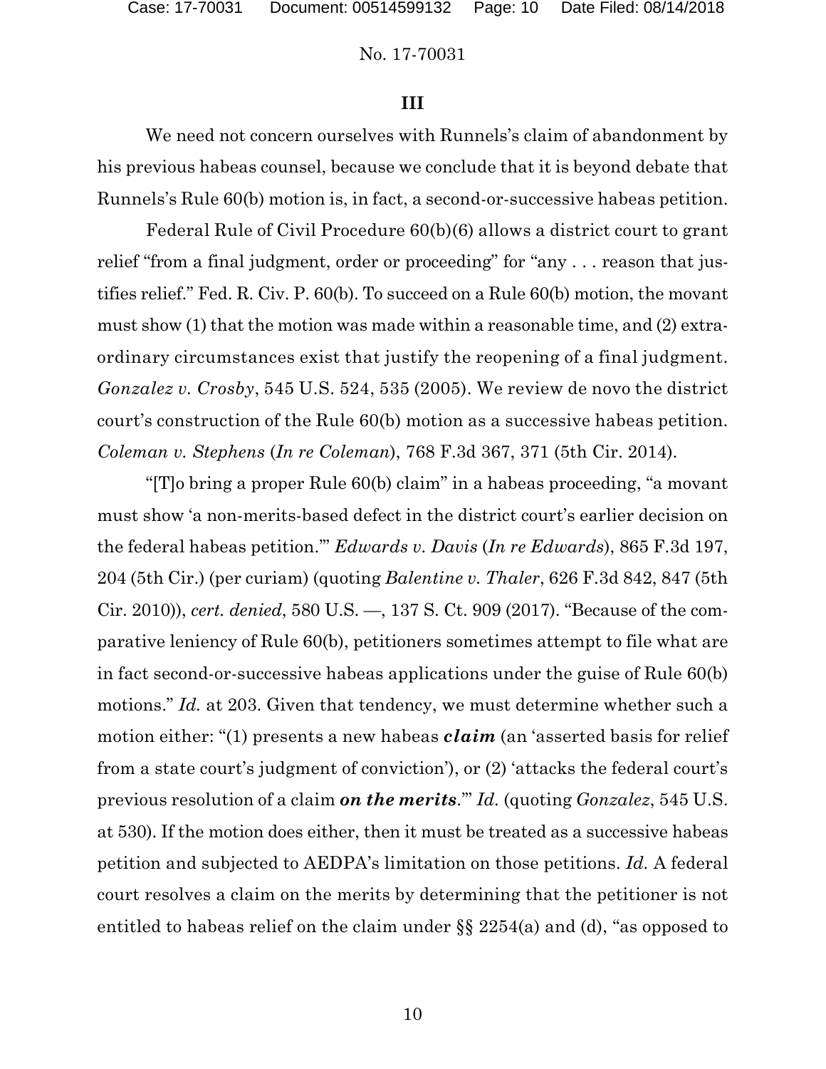### III

We need not concern ourselves with Runnels's claim of abandonment by his previous habeas counsel, because we conclude that it is beyond debate that Runnels's Rule 60(b) motion is, in fact, a second-or-successive habeas petition.

Federal Rule of Civil Procedure 60(b)(6) allows a district court to grant relief "from a final judgment, order or proceeding" for "any . . . reason that justifies relief." Fed. R. Civ. P. 60(b). To succeed on a Rule 60(b) motion, the movant must show (1) that the motion was made within a reasonable time, and (2) extraordinary circumstances exist that justify the reopening of a final judgment. *Gonzalez v. Crosby*, 545 U.S. 524, 535 (2005). We review de novo the district court's construction of the Rule 60(b) motion as a successive habeas petition. *Coleman v. Stephens* (*In re Coleman*), 768 F.3d 367, 371 (5th Cir. 2014).

"[T]o bring a proper Rule 60(b) claim" in a habeas proceeding, "a movant must show 'a non-merits-based defect in the district court's earlier decision on the federal habeas petition.'" *Edwards v. Davis* (*In re Edwards*), 865 F.3d 197, 204 (5th Cir.) (per curiam) (quoting *Balentine v. Thaler*, 626 F.3d 842, 847 (5th Cir. 2010)), *cert. denied*, 580 U.S. —, 137 S. Ct. 909 (2017). "Because of the comparative leniency of Rule 60(b), petitioners sometimes attempt to file what are in fact second-or-successive habeas applications under the guise of Rule 60(b) motions." *Id.* at 203. Given that tendency, we must determine whether such a motion either: "(1) presents a new habeas ***claim*** (an 'asserted basis for relief from a state court's judgment of conviction'), or (2) 'attacks the federal court's previous resolution of a claim ***on the merits***.'" *Id.* (quoting *Gonzalez*, 545 U.S. at 530). If the motion does either, then it must be treated as a successive habeas petition and subjected to AEDPA's limitation on those petitions. *Id.* A federal court resolves a claim on the merits by determining that the petitioner is not entitled to habeas relief on the claim under §§ 2254(a) and (d), "as opposed to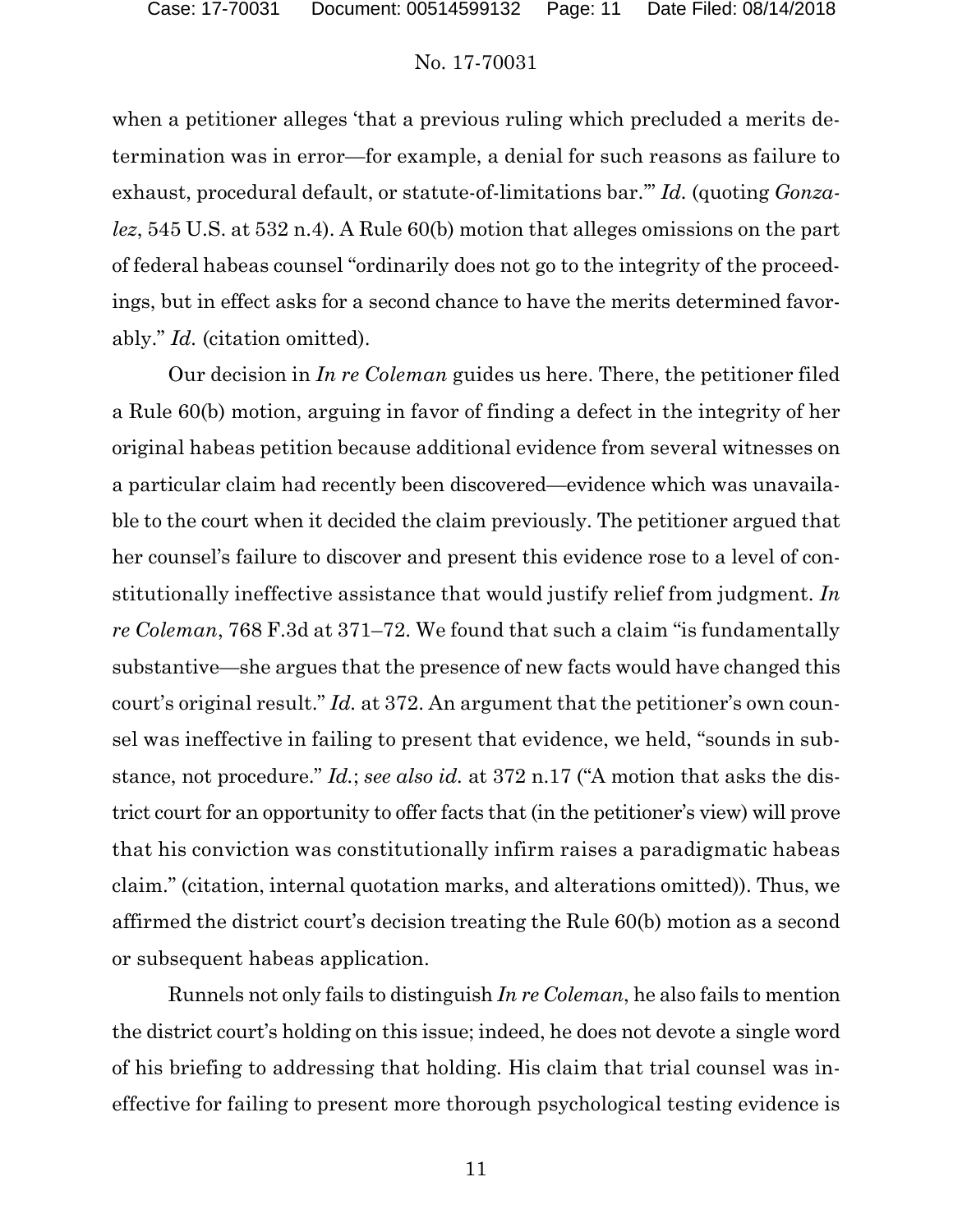when a petitioner alleges 'that a previous ruling which precluded a merits determination was in error—for example, a denial for such reasons as failure to exhaust, procedural default, or statute-of-limitations bar.'" *Id.* (quoting *Gonzalez*, 545 U.S. at 532 n.4). A Rule 60(b) motion that alleges omissions on the part of federal habeas counsel "ordinarily does not go to the integrity of the proceedings, but in effect asks for a second chance to have the merits determined favorably." *Id.* (citation omitted).

Our decision in *In re Coleman* guides us here. There, the petitioner filed a Rule 60(b) motion, arguing in favor of finding a defect in the integrity of her original habeas petition because additional evidence from several witnesses on a particular claim had recently been discovered—evidence which was unavailable to the court when it decided the claim previously. The petitioner argued that her counsel's failure to discover and present this evidence rose to a level of constitutionally ineffective assistance that would justify relief from judgment. *In re Coleman*, 768 F.3d at 371–72. We found that such a claim "is fundamentally substantive—she argues that the presence of new facts would have changed this court's original result." *Id.* at 372. An argument that the petitioner's own counsel was ineffective in failing to present that evidence, we held, "sounds in substance, not procedure." *Id.*; *see also id.* at 372 n.17 ("A motion that asks the district court for an opportunity to offer facts that (in the petitioner's view) will prove that his conviction was constitutionally infirm raises a paradigmatic habeas claim." (citation, internal quotation marks, and alterations omitted)). Thus, we affirmed the district court's decision treating the Rule 60(b) motion as a second or subsequent habeas application.

Runnels not only fails to distinguish *In re Coleman*, he also fails to mention the district court's holding on this issue; indeed, he does not devote a single word of his briefing to addressing that holding. His claim that trial counsel was ineffective for failing to present more thorough psychological testing evidence is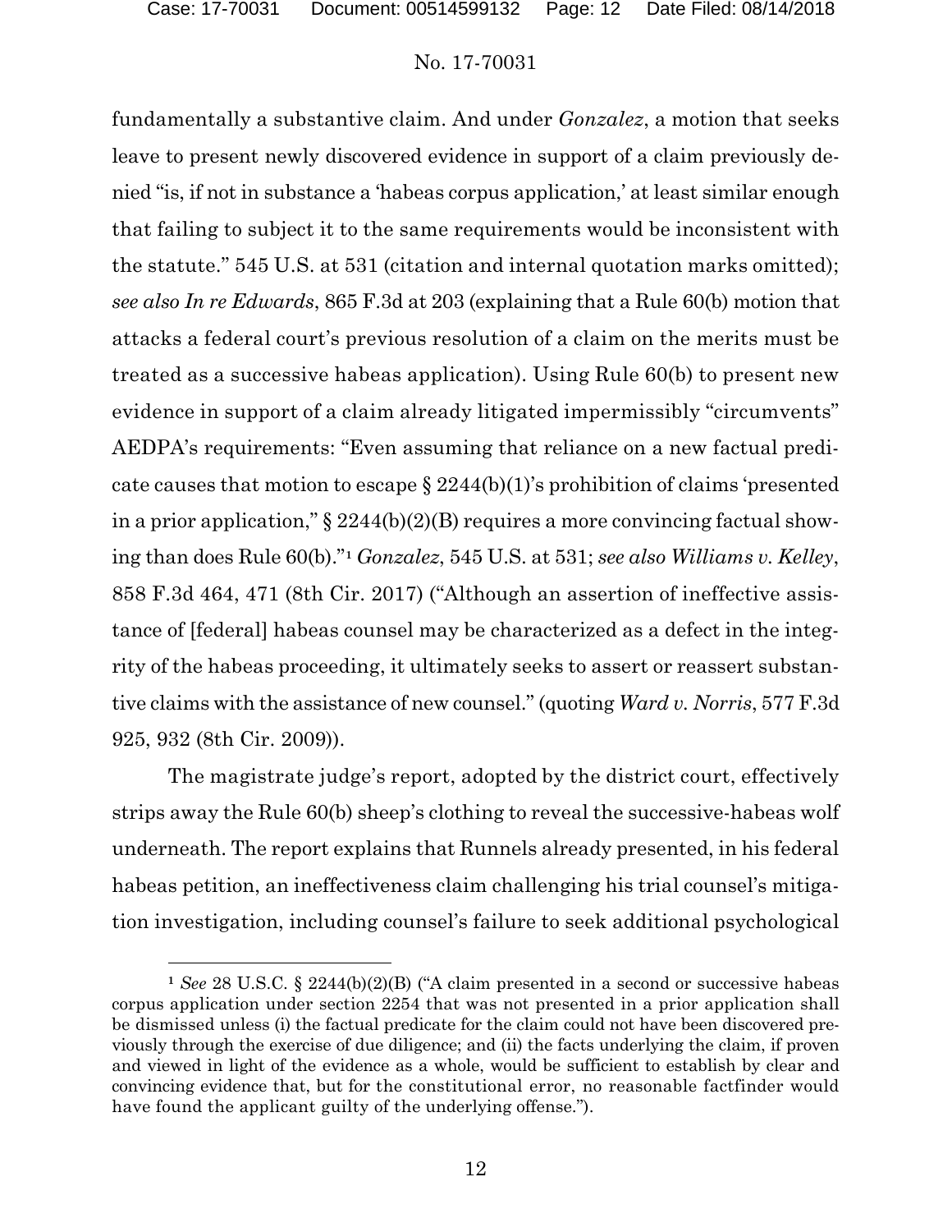fundamentally a substantive claim. And under *Gonzalez*, a motion that seeks leave to present newly discovered evidence in support of a claim previously denied "is, if not in substance a 'habeas corpus application,' at least similar enough that failing to subject it to the same requirements would be inconsistent with the statute." 545 U.S. at 531 (citation and internal quotation marks omitted); *see also In re Edwards*, 865 F.3d at 203 (explaining that a Rule 60(b) motion that attacks a federal court's previous resolution of a claim on the merits must be treated as a successive habeas application). Using Rule 60(b) to present new evidence in support of a claim already litigated impermissibly "circumvents" AEDPA's requirements: "Even assuming that reliance on a new factual predicate causes that motion to escape § 2244(b)(1)'s prohibition of claims 'presented in a prior application,' § 2244(b)(2)(B) requires a more convincing factual showing than does Rule 60(b)."[1] *Gonzalez*, 545 U.S. at 531; *see also Williams v. Kelley*, 858 F.3d 464, 471 (8th Cir. 2017) ("Although an assertion of ineffective assistance of [federal] habeas counsel may be characterized as a defect in the integrity of the habeas proceeding, it ultimately seeks to assert or reassert substantive claims with the assistance of new counsel." (quoting *Ward v. Norris*, 577 F.3d 925, 932 (8th Cir. 2009)).

The magistrate judge's report, adopted by the district court, effectively strips away the Rule 60(b) sheep's clothing to reveal the successive-habeas wolf underneath. The report explains that Runnels already presented, in his federal habeas petition, an ineffectiveness claim challenging his trial counsel's mitigation investigation, including counsel's failure to seek additional psychological

[1] *See* 28 U.S.C. § 2244(b)(2)(B) ("A claim presented in a second or successive habeas corpus application under section 2254 that was not presented in a prior application shall be dismissed unless (i) the factual predicate for the claim could not have been discovered previously through the exercise of due diligence; and (ii) the facts underlying the claim, if proven and viewed in light of the evidence as a whole, would be sufficient to establish by clear and convincing evidence that, but for the constitutional error, no reasonable factfinder would have found the applicant guilty of the underlying offense.").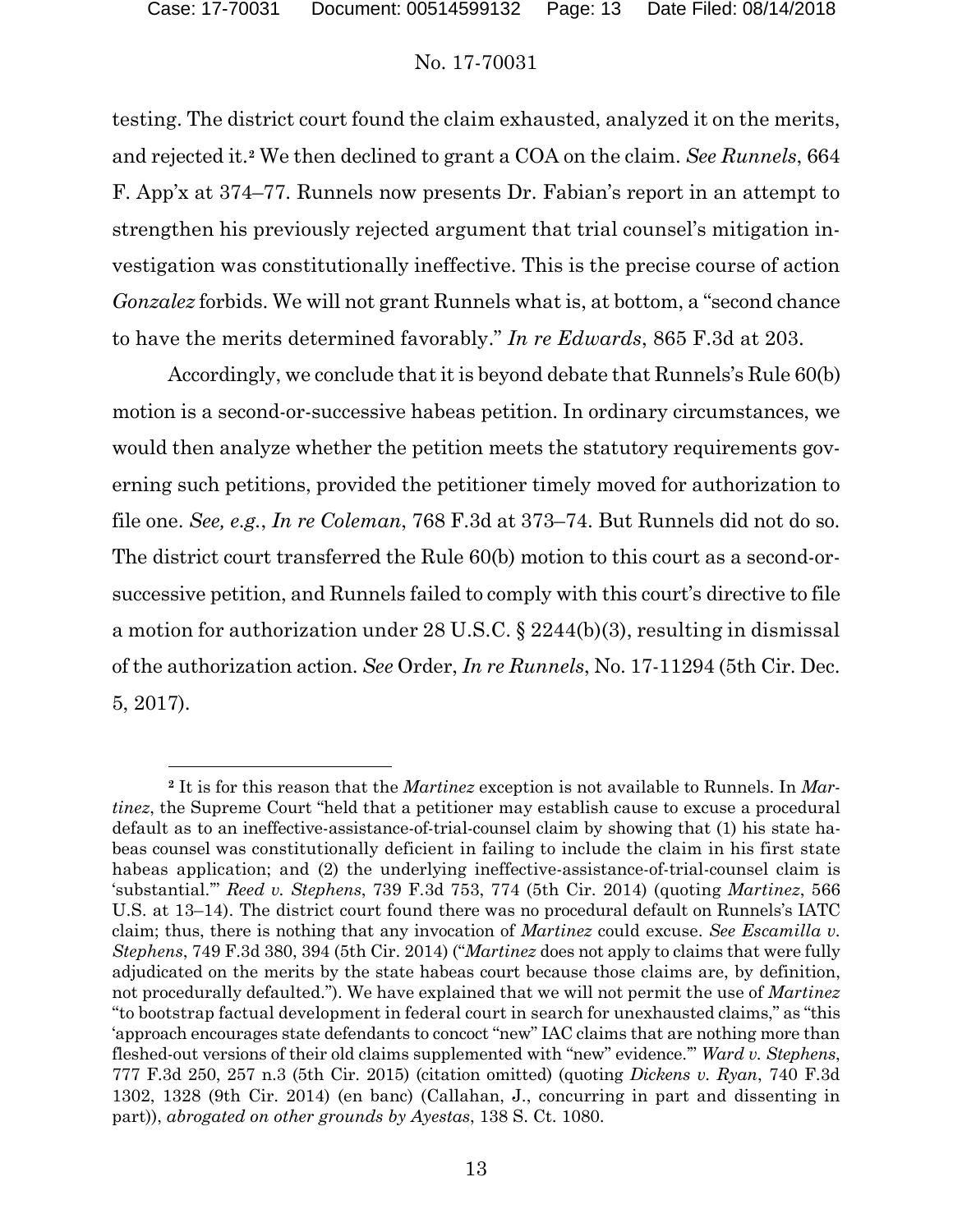testing. The district court found the claim exhausted, analyzed it on the merits, and rejected it.[2] We then declined to grant a COA on the claim. *See Runnels*, 664 F. App'x at 374–77. Runnels now presents Dr. Fabian's report in an attempt to strengthen his previously rejected argument that trial counsel's mitigation investigation was constitutionally ineffective. This is the precise course of action *Gonzalez* forbids. We will not grant Runnels what is, at bottom, a "second chance to have the merits determined favorably." *In re Edwards*, 865 F.3d at 203.

Accordingly, we conclude that it is beyond debate that Runnels's Rule 60(b) motion is a second-or-successive habeas petition. In ordinary circumstances, we would then analyze whether the petition meets the statutory requirements governing such petitions, provided the petitioner timely moved for authorization to file one. *See, e.g.*, *In re Coleman*, 768 F.3d at 373–74. But Runnels did not do so. The district court transferred the Rule 60(b) motion to this court as a second-or-successive petition, and Runnels failed to comply with this court's directive to file a motion for authorization under 28 U.S.C. § 2244(b)(3), resulting in dismissal of the authorization action. *See* Order, *In re Runnels*, No. 17-11294 (5th Cir. Dec. 5, 2017).

---

[2] It is for this reason that the *Martinez* exception is not available to Runnels. In *Martinez*, the Supreme Court "held that a petitioner may establish cause to excuse a procedural default as to an ineffective-assistance-of-trial-counsel claim by showing that (1) his state habeas counsel was constitutionally deficient in failing to include the claim in his first state habeas application; and (2) the underlying ineffective-assistance-of-trial-counsel claim is 'substantial.'" *Reed v. Stephens*, 739 F.3d 753, 774 (5th Cir. 2014) (quoting *Martinez*, 566 U.S. at 13–14). The district court found there was no procedural default on Runnels's IATC claim; thus, there is nothing that any invocation of *Martinez* could excuse. *See Escamilla v. Stephens*, 749 F.3d 380, 394 (5th Cir. 2014) ("*Martinez* does not apply to claims that were fully adjudicated on the merits by the state habeas court because those claims are, by definition, not procedurally defaulted."). We have explained that we will not permit the use of *Martinez* "to bootstrap factual development in federal court in search for unexhausted claims," as "this 'approach encourages state defendants to concoct "new" IAC claims that are nothing more than fleshed-out versions of their old claims supplemented with "new" evidence.'" *Ward v. Stephens*, 777 F.3d 250, 257 n.3 (5th Cir. 2015) (citation omitted) (quoting *Dickens v. Ryan*, 740 F.3d 1302, 1328 (9th Cir. 2014) (en banc) (Callahan, J., concurring in part and dissenting in part)), *abrogated on other grounds by Ayestas*, 138 S. Ct. 1080.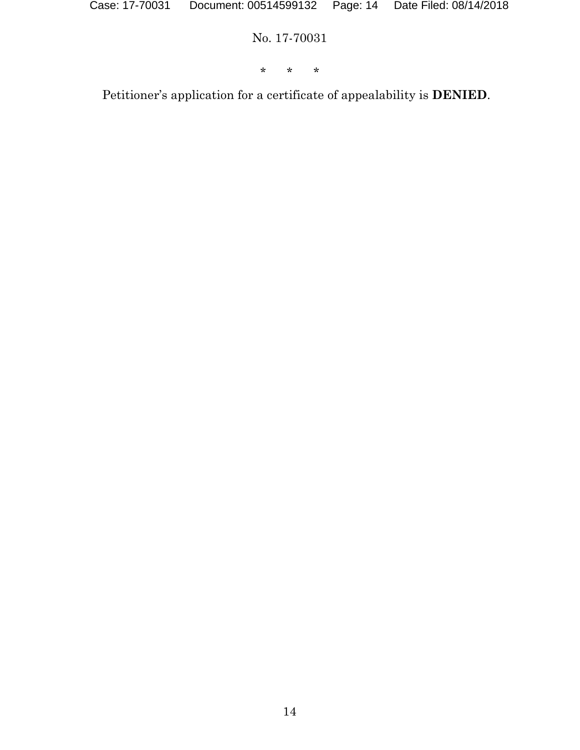\*      \*      \*

Petitioner's application for a certificate of appealability is **DENIED**.

*      *      *

Petitioner's application for a certificate of appealability is **DENIED**.